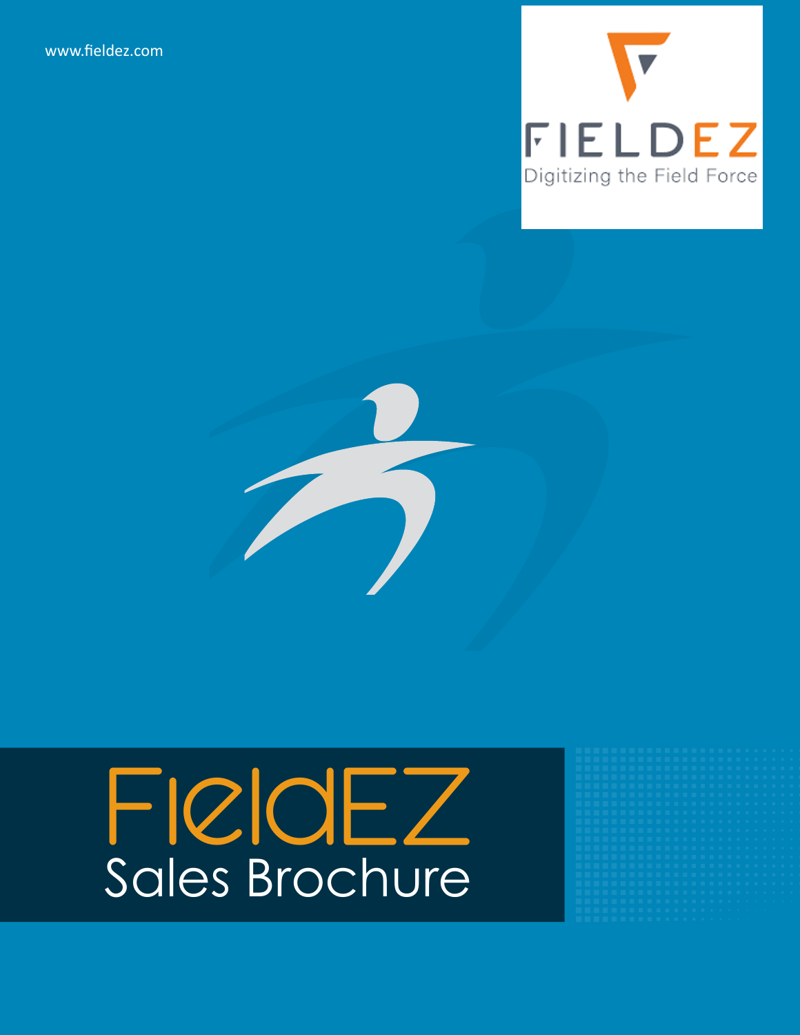www.fieldez.com

FIELDEZ

Digitizing the Field Force

# FieldEZ

## Sales Brochure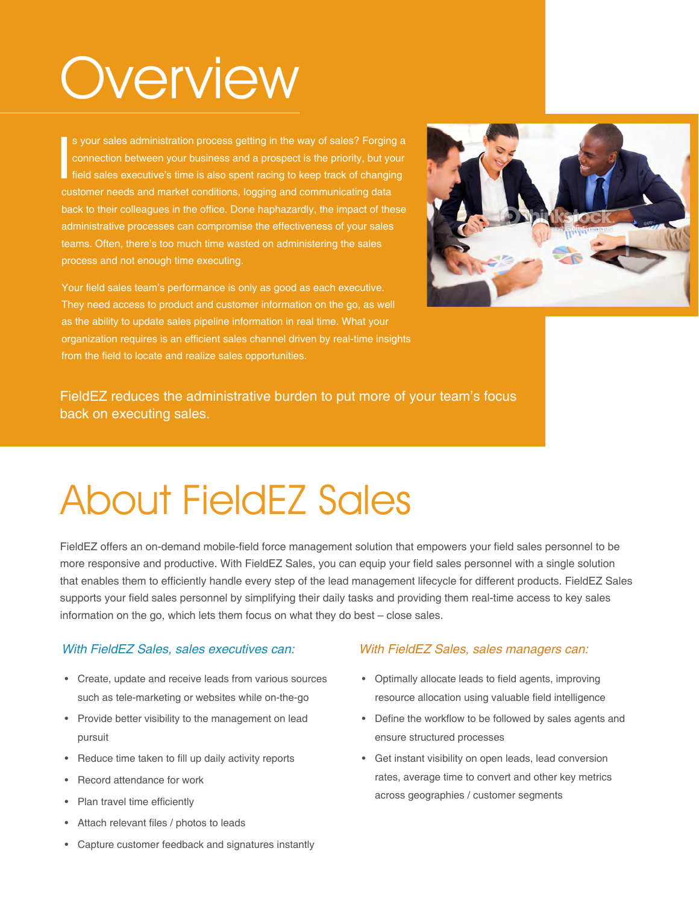# Overview

Is your sales administration process getting in the way of sales? Forging a connection between your business and a prospect is the priority, but your field sales executive's time is also spent racing to keep track of changing customer needs and market conditions, logging and communicating data back to their colleagues in the office. Done haphazardly, the impact of these administrative processes can compromise the effectiveness of your sales teams. Often, there's too much time wasted on administering the sales process and not enough time executing.

Your field sales team's performance is only as good as each executive. They need access to product and customer information on the go, as well as the ability to update sales pipeline information in real time. What your organization requires is an efficient sales channel driven by real-time insights from the field to locate and realize sales opportunities.

FieldEZ reduces the administrative burden to put more of your team's focus back on executing sales.

# About FieldEZ Sales

FieldEZ offers an on-demand mobile-field force management solution that empowers your field sales personnel to be more responsive and productive. With FieldEZ Sales, you can equip your field sales personnel with a single solution that enables them to efficiently handle every step of the lead management lifecycle for different products. FieldEZ Sales supports your field sales personnel by simplifying their daily tasks and providing them real-time access to key sales information on the go, which lets them focus on what they do best – close sales.

*With FieldEZ Sales, sales executives can:*

- Create, update and receive leads from various sources such as tele-marketing or websites while on-the-go
- Provide better visibility to the management on lead pursuit
- Reduce time taken to fill up daily activity reports
- Record attendance for work
- Plan travel time efficiently
- Attach relevant files / photos to leads
- Capture customer feedback and signatures instantly

*With FieldEZ Sales, sales managers can:*

- Optimally allocate leads to field agents, improving resource allocation using valuable field intelligence
- Define the workflow to be followed by sales agents and ensure structured processes
- Get instant visibility on open leads, lead conversion rates, average time to convert and other key metrics across geographies / customer segments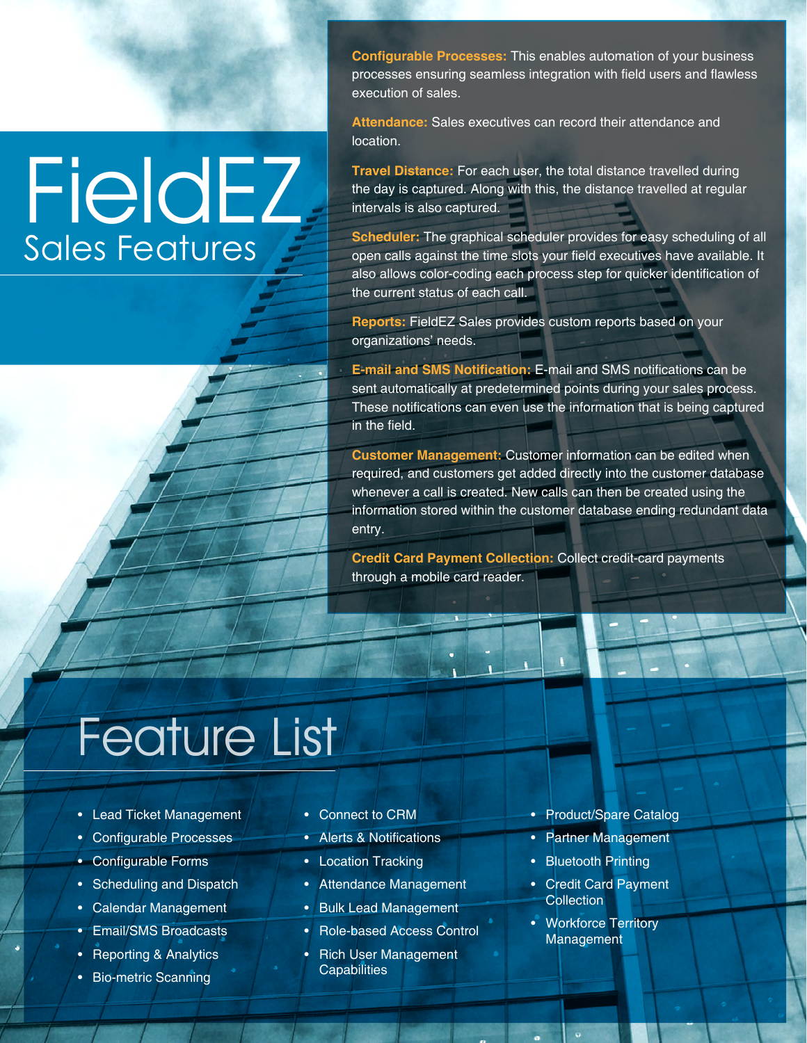# FieldEZ
## Sales Features

**Configurable Processes:** This enables automation of your business processes ensuring seamless integration with field users and flawless execution of sales.

**Attendance:** Sales executives can record their attendance and location.

**Travel Distance:** For each user, the total distance travelled during the day is captured. Along with this, the distance travelled at regular intervals is also captured.

**Scheduler:** The graphical scheduler provides for easy scheduling of all open calls against the time slots your field executives have available. It also allows color-coding each process step for quicker identification of the current status of each call.

**Reports:** FieldEZ Sales provides custom reports based on your organizations' needs.

**E-mail and SMS Notification:** E-mail and SMS notifications can be sent automatically at predetermined points during your sales process. These notifications can even use the information that is being captured in the field.

**Customer Management:** Customer information can be edited when required, and customers get added directly into the customer database whenever a call is created. New calls can then be created using the information stored within the customer database ending redundant data entry.

**Credit Card Payment Collection:** Collect credit-card payments through a mobile card reader.

# Feature List

- Lead Ticket Management
- Configurable Processes
- Configurable Forms
- Scheduling and Dispatch
- Calendar Management
- Email/SMS Broadcasts
- Reporting & Analytics
- Bio-metric Scanning
- Connect to CRM
- Alerts & Notifications
- Location Tracking
- Attendance Management
- Bulk Lead Management
- Role-based Access Control
- Rich User Management Capabilities
- Product/Spare Catalog
- Partner Management
- Bluetooth Printing
- Credit Card Payment Collection
- Workforce Territory Management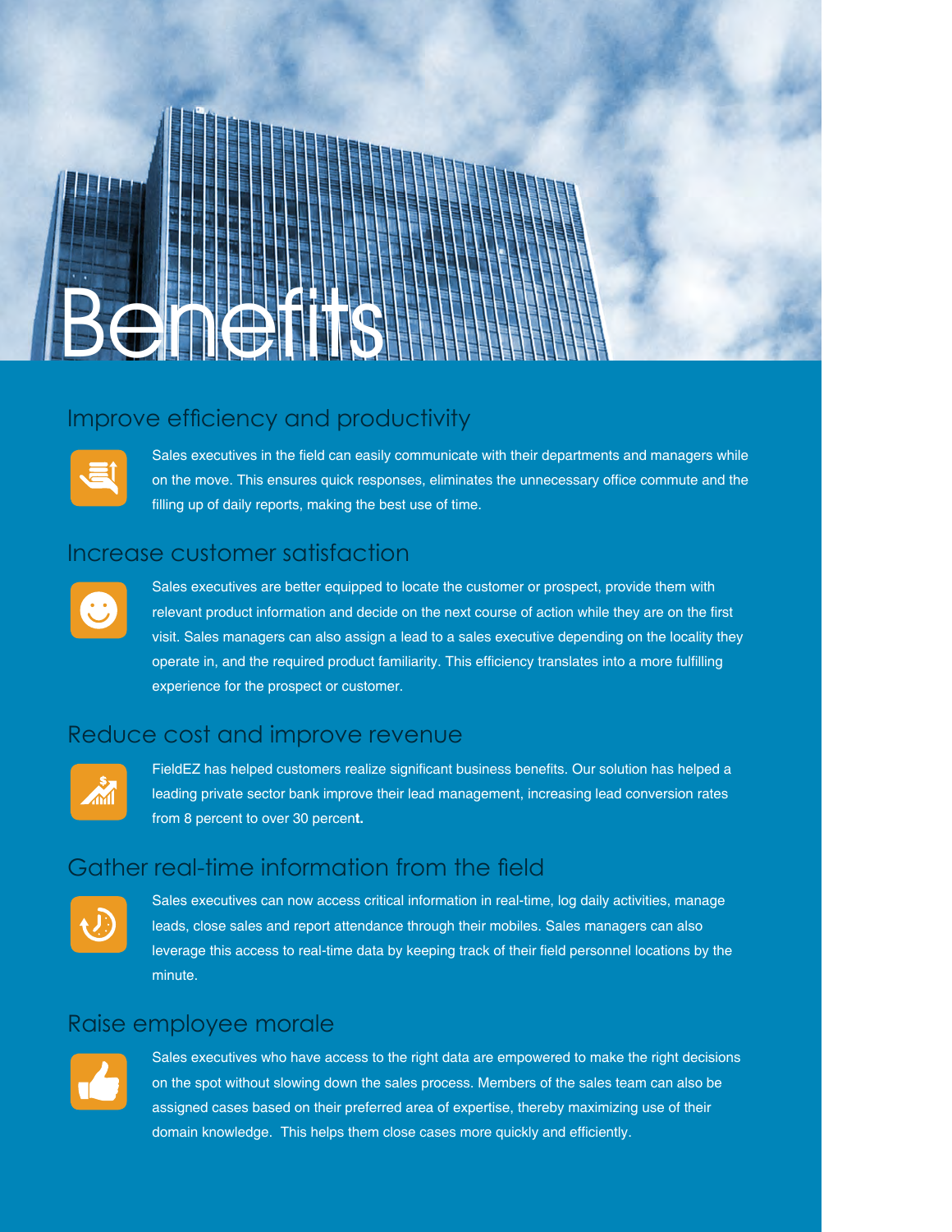# Benefits

## Improve efficiency and productivity

Sales executives in the field can easily communicate with their departments and managers while on the move. This ensures quick responses, eliminates the unnecessary office commute and the filling up of daily reports, making the best use of time.

## Increase customer satisfaction

Sales executives are better equipped to locate the customer or prospect, provide them with relevant product information and decide on the next course of action while they are on the first visit. Sales managers can also assign a lead to a sales executive depending on the locality they operate in, and the required product familiarity. This efficiency translates into a more fulfilling experience for the prospect or customer.

## Reduce cost and improve revenue

FieldEZ has helped customers realize significant business benefits. Our solution has helped a leading private sector bank improve their lead management, increasing lead conversion rates from 8 percent to over 30 percent.

## Gather real-time information from the field

Sales executives can now access critical information in real-time, log daily activities, manage leads, close sales and report attendance through their mobiles. Sales managers can also leverage this access to real-time data by keeping track of their field personnel locations by the minute.

## Raise employee morale

Sales executives who have access to the right data are empowered to make the right decisions on the spot without slowing down the sales process. Members of the sales team can also be assigned cases based on their preferred area of expertise, thereby maximizing use of their domain knowledge. This helps them close cases more quickly and efficiently.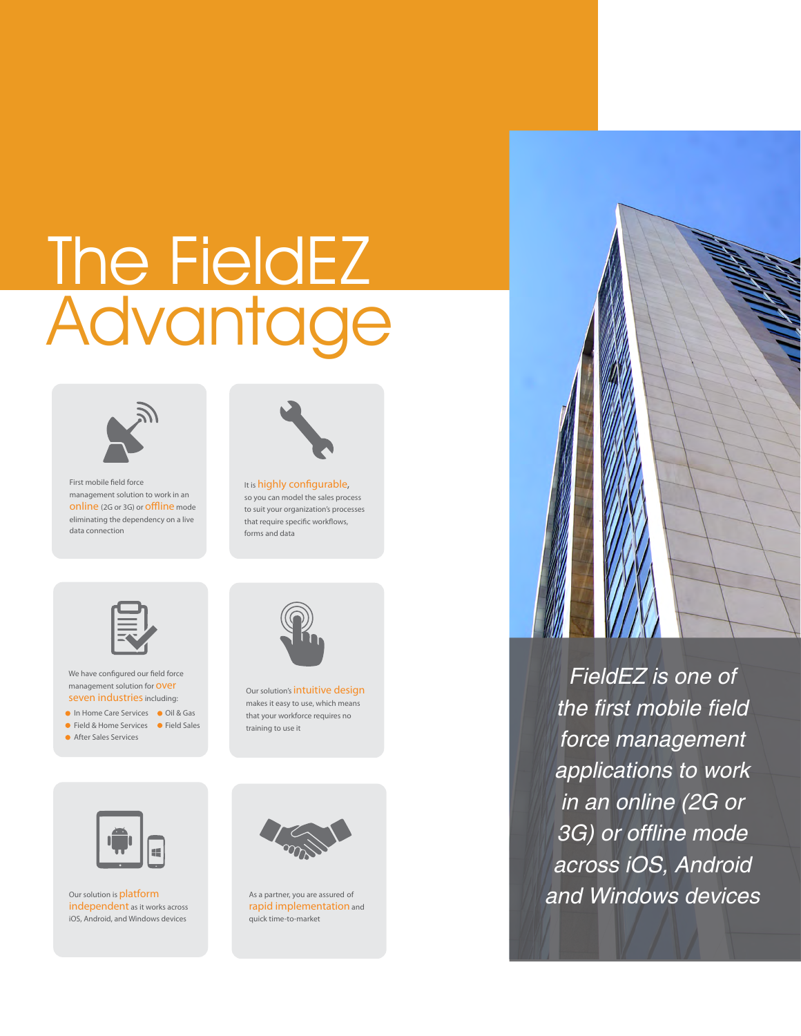# The FieldEZ Advantage

First mobile field force management solution to work in an **online** (2G or 3G) or **offline** mode eliminating the dependency on a live data connection

It is **highly configurable**, so you can model the sales process to suit your organization's processes that require specific workflows, forms and data

We have configured our field force management solution for **over seven industries** including:

- In Home Care Services
- Oil & Gas
- Field & Home Services
- Field Sales
- After Sales Services

Our solution's **intuitive design** makes it easy to use, which means that your workforce requires no training to use it

Our solution is **platform independent** as it works across iOS, Android, and Windows devices

As a partner, you are assured of **rapid implementation** and quick time-to-market

*FieldEZ is one of the first mobile field force management applications to work in an online (2G or 3G) or offline mode across iOS, Android and Windows devices*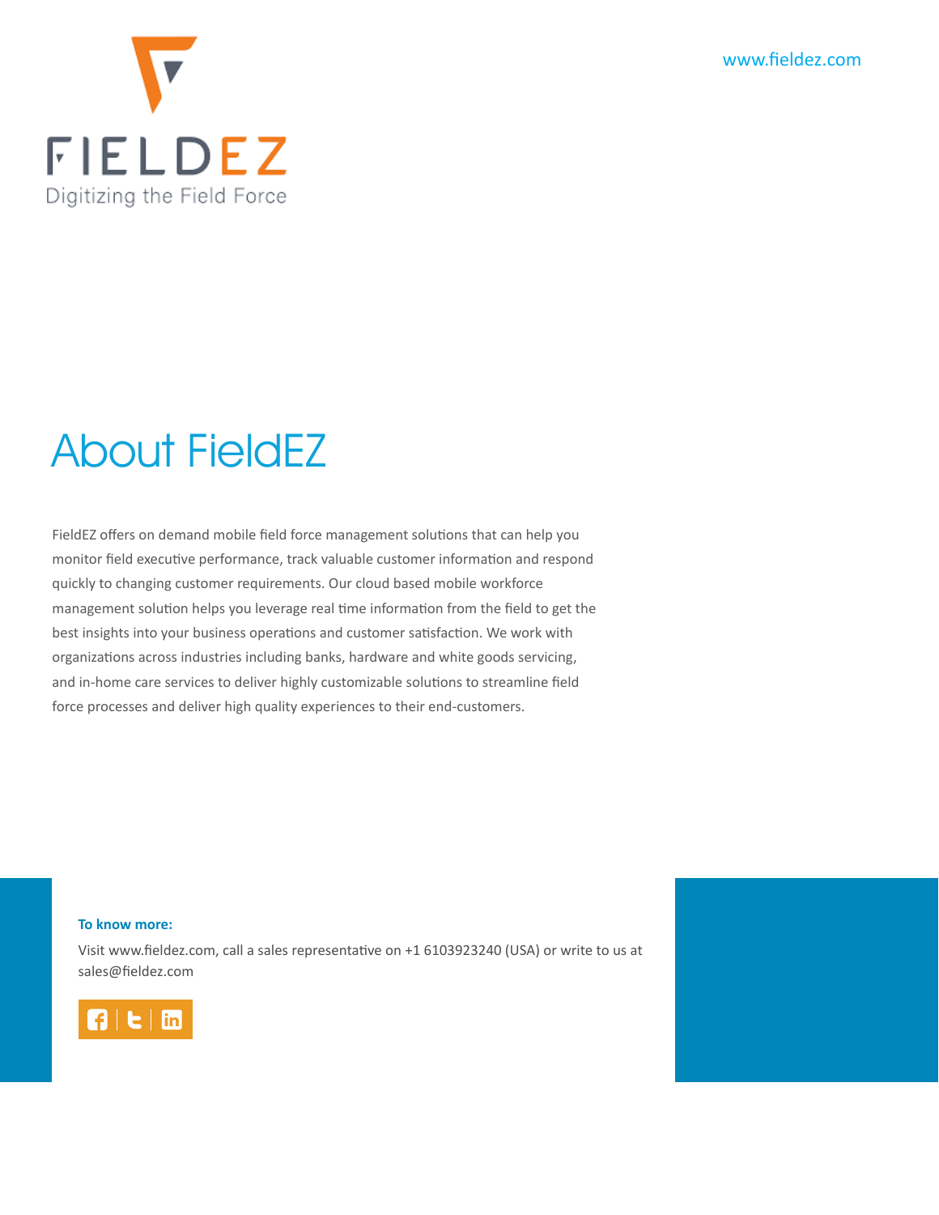www.fieldez.com

FIELDEZ

Digitizing the Field Force

# About FieldEZ

FieldEZ offers on demand mobile field force management solutions that can help you monitor field executive performance, track valuable customer information and respond quickly to changing customer requirements. Our cloud based mobile workforce management solution helps you leverage real time information from the field to get the best insights into your business operations and customer satisfaction. We work with organizations across industries including banks, hardware and white goods servicing, and in-home care services to deliver highly customizable solutions to streamline field force processes and deliver high quality experiences to their end-customers.

**To know more:**

Visit www.fieldez.com, call a sales representative on +1 6103923240 (USA) or write to us at sales@fieldez.com